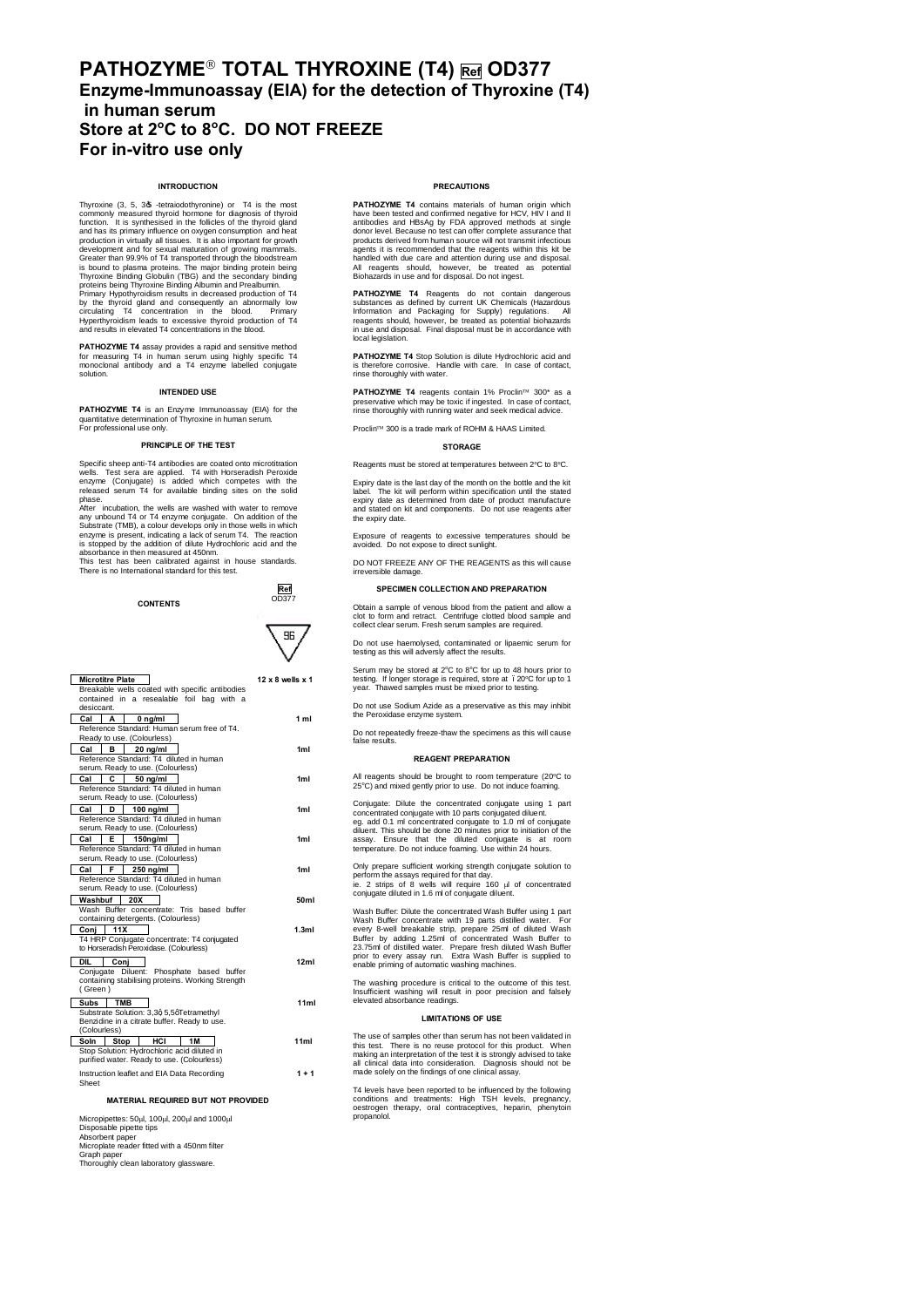# PATHOZYME® TOTAL THYROXINE (T4) Ref OD377

## Enzyme-Immunoassay (EIA) for the detection of Thyroxine (T4) in human serum

## Store at 2°C to 8°C. DO NOT FREEZE

## For in-vitro use only

### INTRODUCTION

Thyroxine (3, 5, 3', 5' -tetraiodothyronine) or T4 is the most commonly measured thyroid hormone for diagnosis of thyroid function. It is synthesised in the follicles of the thyroid gland and has its primary influence on oxygen consumption and heat production in virtually all tissues. It is also important for growth development and for sexual maturation of growing mammals. Greater than 99.9% of T4 transported through the bloodstream is bound to plasma proteins. The major binding protein being Thyroxine Binding Globulin (TBG) and the secondary binding proteins being Thyroxine Binding Albumin and Prealbumin.
Primary Hypothyroidism results in decreased production of T4 by the thyroid gland and consequently an abnormally low circulating T4 concentration in the blood. Primary Hyperthyroidism leads to excessive thyroid production of T4 and results in elevated T4 concentrations in the blood.

**PATHOZYME T4** assay provides a rapid and sensitive method for measuring T4 in human serum using highly specific T4 monoclonal antibody and a T4 enzyme labelled conjugate solution.

### INTENDED USE

**PATHOZYME T4** is an Enzyme Immunoassay (EIA) for the quantitative determination of Thyroxine in human serum.
For professional use only.

### PRINCIPLE OF THE TEST

Specific sheep anti-T4 antibodies are coated onto microtitration wells. Test sera are applied. T4 with Horseradish Peroxide enzyme (Conjugate) is added which competes with the released serum T4 for available binding sites on the solid phase.
After incubation, the wells are washed with water to remove any unbound T4 or T4 enzyme conjugate. On addition of the Substrate (TMB), a colour develops only in those wells in which enzyme is present, indicating a lack of serum T4. The reaction is stopped by the addition of dilute Hydrochloric acid and the absorbance in then measured at 450nm.
This test has been calibrated against in house standards. There is no International standard for this test.

### CONTENTS

Ref OD377 — 96

| Component | Quantity |
|---|---|
| **Microtitre Plate** — Breakable wells coated with specific antibodies contained in a resealable foil bag with a desiccant. | 12 x 8 wells x 1 |
| **Cal A 0 ng/ml** — Reference Standard: Human serum free of T4. Ready to use. (Colourless) | 1 ml |
| **Cal B 20 ng/ml** — Reference Standard: T4 diluted in human serum. Ready to use. (Colourless) | 1ml |
| **Cal C 50 ng/ml** — Reference Standard: T4 diluted in human serum. Ready to use. (Colourless) | 1ml |
| **Cal D 100 ng/ml** — Reference Standard: T4 diluted in human serum. Ready to use. (Colourless) | 1ml |
| **Cal E 150ng/ml** — Reference Standard: T4 diluted in human serum. Ready to use. (Colourless) | 1ml |
| **Cal F 250 ng/ml** — Reference Standard: T4 diluted in human serum. Ready to use. (Colourless) | 1ml |
| **Washbuf 20X** — Wash Buffer concentrate: Tris based buffer containing detergents. (Colourless) | 50ml |
| **Conj 11X** — T4 HRP Conjugate concentrate: T4 conjugated to Horseradish Peroxidase. (Colourless) | 1.3ml |
| **DIL Conj** — Conjugate Diluent: Phosphate based buffer containing stabilising proteins. Working Strength (Green) | 12ml |
| **Subs TMB** — Substrate Solution: 3,3',5,5'Tetramethyl Benzidine in a citrate buffer. Ready to use. (Colourless) | 11ml |
| **Soln Stop HCl 1M** — Stop Solution: Hydrochloric acid diluted in purified water. Ready to use. (Colourless) | 11ml |
| Instruction leaflet and EIA Data Recording Sheet | 1 + 1 |

### MATERIAL REQUIRED BUT NOT PROVIDED

Micropipettes: 50µl, 100µl, 200µl and 1000µl
Disposable pipette tips
Absorbent paper
Microplate reader fitted with a 450nm filter
Graph paper
Thoroughly clean laboratory glassware.

### PRECAUTIONS

**PATHOZYME T4** contains materials of human origin which have been tested and confirmed negative for HCV, HIV I and II antibodies and HBsAg by FDA approved methods at single donor level. Because no test can offer complete assurance that products derived from human source will not transmit infectious agents it is recommended that the reagents within this kit be handled with due care and attention during use and disposal. All reagents should, however, be treated as potential Biohazards in use and for disposal. Do not ingest.

**PATHOZYME T4** Reagents do not contain dangerous substances as defined by current UK Chemicals (Hazardous Information and Packaging for Supply) regulations. All reagents should, however, be treated as potential biohazards in use and disposal. Final disposal must be in accordance with local legislation.

**PATHOZYME T4** Stop Solution is dilute Hydrochloric acid and is therefore corrosive. Handle with care. In case of contact, rinse thoroughly with water.

**PATHOZYME T4** reagents contain 1% Proclin™ 300* as a preservative which may be toxic if ingested. In case of contact, rinse thoroughly with running water and seek medical advice.

Proclin™ 300 is a trade mark of ROHM & HAAS Limited.

### STORAGE

Reagents must be stored at temperatures between 2°C to 8°C.

Expiry date is the last day of the month on the bottle and the kit label. The kit will perform within specification until the stated expiry date as determined from date of product manufacture and stated on kit and components. Do not use reagents after the expiry date.

Exposure of reagents to excessive temperatures should be avoided. Do not expose to direct sunlight.

DO NOT FREEZE ANY OF THE REAGENTS as this will cause irreversible damage.

### SPECIMEN COLLECTION AND PREPARATION

Obtain a sample of venous blood from the patient and allow a clot to form and retract. Centrifuge clotted blood sample and collect clear serum. Fresh serum samples are required.

Do not use haemolysed, contaminated or lipaemic serum for testing as this will adversely affect the results.

Serum may be stored at 2°C to 8°C for up to 48 hours prior to testing. If longer storage is required, store at -20°C for up to 1 year. Thawed samples must be mixed prior to testing.

Do not use Sodium Azide as a preservative as this may inhibit the Peroxidase enzyme system.

Do not repeatedly freeze-thaw the specimens as this will cause false results.

### REAGENT PREPARATION

All reagents should be brought to room temperature (20°C to 25°C) and mixed gently prior to use. Do not induce foaming.

Conjugate: Dilute the concentrated conjugate using 1 part concentrated conjugate with 10 parts conjugated diluent.
eg. add 0.1 ml concentrated conjugate to 1.0 ml of conjugate diluent. This should be done 20 minutes prior to initiation of the assay. Ensure that the diluted conjugate is at room temperature. Do not induce foaming. Use within 24 hours.

Only prepare sufficient working strength conjugate solution to perform the assays required for that day.
ie. 2 strips of 8 wells will require 160 µl of concentrated conjugate diluted in 1.6 ml of conjugate diluent.

Wash Buffer: Dilute the concentrated Wash Buffer using 1 part Wash Buffer concentrate with 19 parts distilled water. For every 8-well breakable strip, prepare 25ml of diluted Wash Buffer by adding 1.25ml of concentrated Wash Buffer to 23.75ml of distilled water. Prepare fresh diluted Wash Buffer prior to every assay run. Extra Wash Buffer is supplied to enable priming of automatic washing machines.

The washing procedure is critical to the outcome of this test. Insufficient washing will result in poor precision and falsely elevated absorbance readings.

### LIMITATIONS OF USE

The use of samples other than serum has not been validated in this test. There is no reuse protocol for this product. When making an interpretation of the test it is strongly advised to take all clinical data into consideration. Diagnosis should not be made solely on the findings of one clinical assay.

T4 levels have been reported to be influenced by the following conditions and treatments: High TSH levels, pregnancy, oestrogen therapy, oral contraceptives, heparin, phenytoin propanolol.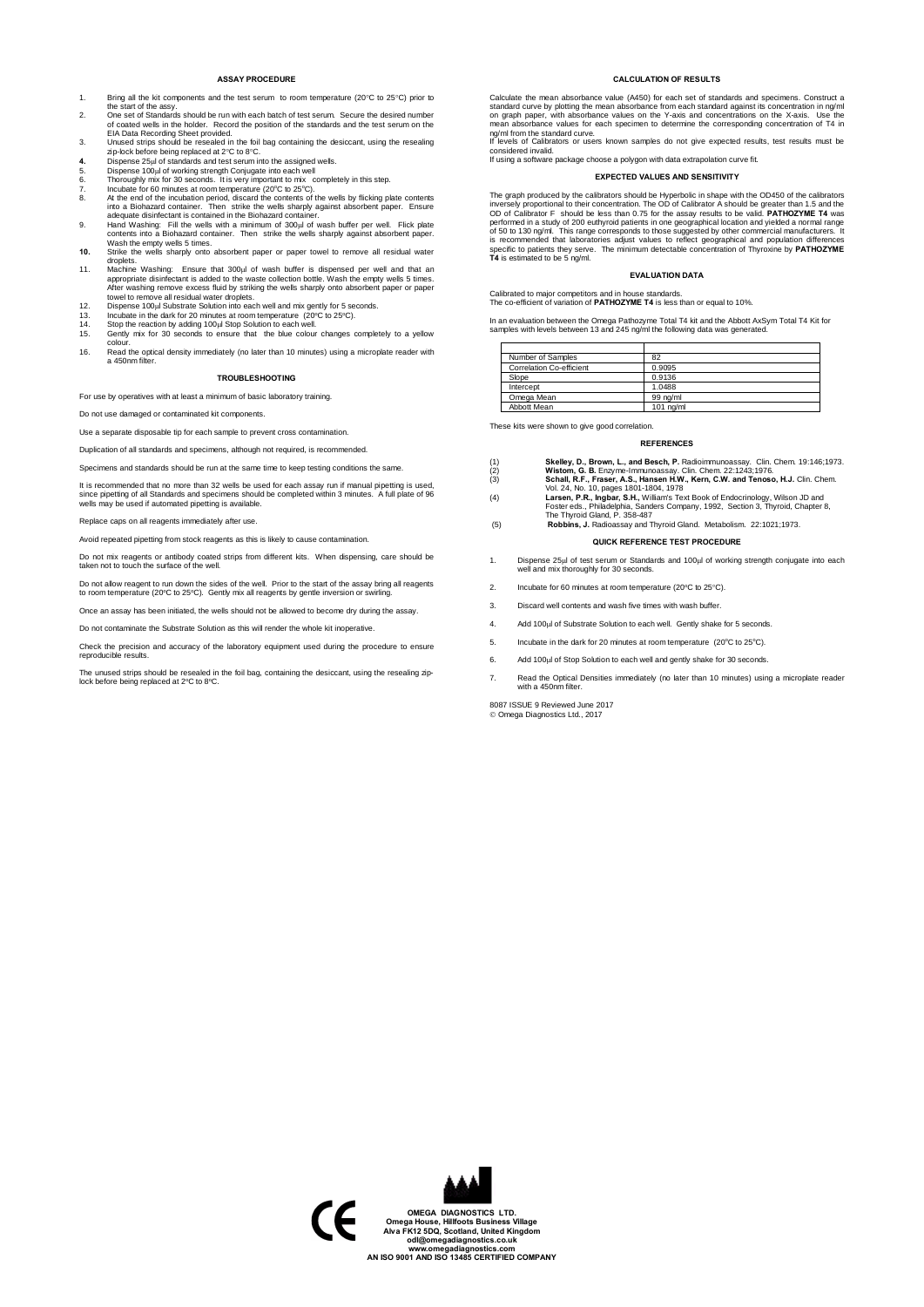## ASSAY PROCEDURE

1. Bring all the kit components and the test serum to room temperature (20°C to 25°C) prior to the start of the assy.
2. One set of Standards should be run with each batch of test serum. Secure the desired number of coated wells in the holder. Record the position of the standards and the test serum on the EIA Data Recording Sheet provided.
3. Unused strips should be resealed in the foil bag containing the desiccant, using the resealing zip-lock before being replaced at 2°C to 8°C.
4. Dispense 25µl of standards and test serum into the assigned wells.
5. Dispense 100µl of working strength Conjugate into each well
6. Thoroughly mix for 30 seconds. It is very important to mix completely in this step.
7. Incubate for 60 minutes at room temperature (20°C to 25°C).
8. At the end of the incubation period, discard the contents of the wells by flicking plate contents into a Biohazard container. Then strike the wells sharply against absorbent paper. Ensure adequate disinfectant is contained in the Biohazard container.
9. Hand Washing: Fill the wells with a minimum of 300µl of wash buffer per well. Flick plate contents into a Biohazard container. Then strike the wells sharply against absorbent paper. Wash the empty wells 5 times.
10. Strike the wells sharply onto absorbent paper or paper towel to remove all residual water droplets.
11. Machine Washing: Ensure that 300µl of wash buffer is dispensed per well and that an appropriate disinfectant is added to the waste collection bottle. Wash the empty wells 5 times. After washing remove excess fluid by striking the wells sharply onto absorbent paper or paper towel to remove all residual water droplets.
12. Dispense 100µl Substrate Solution into each well and mix gently for 5 seconds.
13. Incubate in the dark for 20 minutes at room temperature (20°C to 25°C).
14. Stop the reaction by adding 100µl Stop Solution to each well.
15. Gently mix for 30 seconds to ensure that the blue colour changes completely to a yellow colour.
16. Read the optical density immediately (no later than 10 minutes) using a microplate reader with a 450nm filter.

## TROUBLESHOOTING

For use by operatives with at least a minimum of basic laboratory training.

Do not use damaged or contaminated kit components.

Use a separate disposable tip for each sample to prevent cross contamination.

Duplication of all standards and specimens, although not required, is recommended.

Specimens and standards should be run at the same time to keep testing conditions the same.

It is recommended that no more than 32 wells be used for each assay run if manual pipetting is used, since pipetting of all Standards and specimens should be completed within 3 minutes. A full plate of 96 wells may be used if automated pipetting is available.

Replace caps on all reagents immediately after use.

Avoid repeated pipetting from stock reagents as this is likely to cause contamination.

Do not mix reagents or antibody coated strips from different kits. When dispensing, care should be taken not to touch the surface of the well.

Do not allow reagent to run down the sides of the well. Prior to the start of the assay bring all reagents to room temperature (20°C to 25°C). Gently mix all reagents by gentle inversion or swirling.

Once an assay has been initiated, the wells should not be allowed to become dry during the assay.

Do not contaminate the Substrate Solution as this will render the whole kit inoperative.

Check the precision and accuracy of the laboratory equipment used during the procedure to ensure reproducible results.

The unused strips should be resealed in the foil bag, containing the desiccant, using the resealing zip-lock before being replaced at 2°C to 8°C.

## CALCULATION OF RESULTS

Calculate the mean absorbance value (A450) for each set of standards and specimens. Construct a standard curve by plotting the mean absorbance from each standard against its concentration in ng/ml on graph paper, with absorbance values on the Y-axis and concentrations on the X-axis. Use the mean absorbance values for each specimen to determine the corresponding concentration of T4 in ng/ml from the standard curve.
If levels of Calibrators or users known samples do not give expected results, test results must be considered invalid.
If using a software package choose a polygon with data extrapolation curve fit.

## EXPECTED VALUES AND SENSITIVITY

The graph produced by the calibrators should be Hyperbolic in shape with the OD450 of the calibrators inversely proportional to their concentration. The OD of Calibrator A should be greater than 1.5 and the OD of Calibrator F should be less than 0.75 for the assay results to be valid. **PATHOZYME T4** was performed in a study of 200 euthyroid patients in one geographical location and yielded a normal range of 50 to 130 ng/ml. This range corresponds to those suggested by other commercial manufacturers. It is recommended that laboratories adjust values to reflect geographical and population differences specific to patients they serve. The minimum detectable concentration of Thyroxine by **PATHOZYME T4** is estimated to be 5 ng/ml.

## EVALUATION DATA

Calibrated to major competitors and in house standards.
The co-efficient of variation of **PATHOZYME T4** is less than or equal to 10%.

In an evaluation between the Omega Pathozyme Total T4 kit and the Abbott AxSym Total T4 Kit for samples with levels between 13 and 245 ng/ml the following data was generated.

| | |
|---|---|
| Number of Samples | 82 |
| Correlation Co-efficient | 0.9095 |
| Slope | 0.9136 |
| Intercept | 1.0488 |
| Omega Mean | 99 ng/ml |
| Abbott Mean | 101 ng/ml |

These kits were shown to give good correlation.

## REFERENCES

(1) **Skelley, D., Brown, L., and Besch, P.** Radioimmunoassay. Clin. Chem. 19:146;1973.
(2) **Wistom, G. B.** Enzyme-Immunoassay. Clin. Chem. 22:1243;1976.
(3) **Schall, R.F., Fraser, A.S., Hansen H.W., Kern, C.W. and Tenoso, H.J.** Clin. Chem. Vol. 24, No. 10, pages 1801-1804, 1978
(4) **Larsen, P.R., Ingbar, S.H.,** William's Text Book of Endocrinology, Wilson JD and Foster eds., Philadelphia, Sanders Company, 1992, Section 3, Thyroid, Chapter 8, The Thyroid Gland, P. 358-487
(5) **Robbins, J.** Radioassay and Thyroid Gland. Metabolism. 22:1021;1973.

## QUICK REFERENCE TEST PROCEDURE

1. Dispense 25µl of test serum or Standards and 100µl of working strength conjugate into each well and mix thoroughly for 30 seconds.
2. Incubate for 60 minutes at room temperature (20°C to 25°C).
3. Discard well contents and wash five times with wash buffer.
4. Add 100µl of Substrate Solution to each well. Gently shake for 5 seconds.
5. Incubate in the dark for 20 minutes at room temperature (20°C to 25°C).
6. Add 100µl of Stop Solution to each well and gently shake for 30 seconds.
7. Read the Optical Densities immediately (no later than 10 minutes) using a microplate reader with a 450nm filter.

8087 ISSUE 9 Reviewed June 2017
© Omega Diagnostics Ltd., 2017

CE

**OMEGA DIAGNOSTICS LTD.**
**Omega House, Hillfoots Business Village**
**Alva FK12 5DQ, Scotland, United Kingdom**
**odl@omegadiagnostics.co.uk**
**www.omegadiagnostics.com**
**AN ISO 9001 AND ISO 13485 CERTIFIED COMPANY**